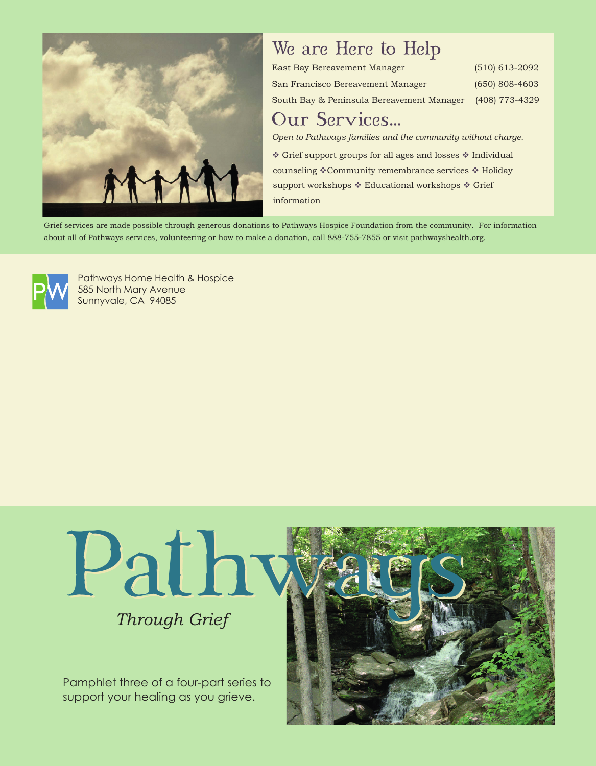## We are Here to Help

| | |
|---|---|
| East Bay Bereavement Manager | (510) 613-2092 |
| San Francisco Bereavement Manager | (650) 808-4603 |
| South Bay & Peninsula Bereavement Manager | (408) 773-4329 |

## Our Services...

*Open to Pathways families and the community without charge.*

❖ Grief support groups for all ages and losses ❖ Individual counseling ❖Community remembrance services ❖ Holiday support workshops ❖ Educational workshops ❖ Grief information

Grief services are made possible through generous donations to Pathways Hospice Foundation from the community. For information about all of Pathways services, volunteering or how to make a donation, call 888-755-7855 or visit pathwayshealth.org.

PW

Pathways Home Health & Hospice
585 North Mary Avenue
Sunnyvale, CA 94085

# Pathways

*Through Grief*

Pamphlet three of a four-part series to support your healing as you grieve.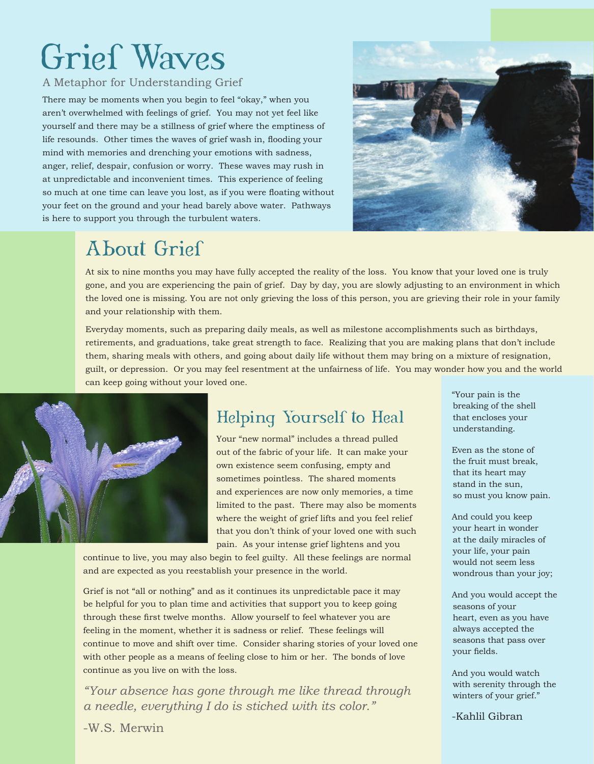# Grief Waves

A Metaphor for Understanding Grief

There may be moments when you begin to feel "okay," when you aren't overwhelmed with feelings of grief. You may not yet feel like yourself and there may be a stillness of grief where the emptiness of life resounds. Other times the waves of grief wash in, flooding your mind with memories and drenching your emotions with sadness, anger, relief, despair, confusion or worry. These waves may rush in at unpredictable and inconvenient times. This experience of feeling so much at one time can leave you lost, as if you were floating without your feet on the ground and your head barely above water. Pathways is here to support you through the turbulent waters.

## About Grief

At six to nine months you may have fully accepted the reality of the loss. You know that your loved one is truly gone, and you are experiencing the pain of grief. Day by day, you are slowly adjusting to an environment in which the loved one is missing. You are not only grieving the loss of this person, you are grieving their role in your family and your relationship with them.

Everyday moments, such as preparing daily meals, as well as milestone accomplishments such as birthdays, retirements, and graduations, take great strength to face. Realizing that you are making plans that don't include them, sharing meals with others, and going about daily life without them may bring on a mixture of resignation, guilt, or depression. Or you may feel resentment at the unfairness of life. You may wonder how you and the world can keep going without your loved one.

## Helping Yourself to Heal

Your "new normal" includes a thread pulled out of the fabric of your life. It can make your own existence seem confusing, empty and sometimes pointless. The shared moments and experiences are now only memories, a time limited to the past. There may also be moments where the weight of grief lifts and you feel relief that you don't think of your loved one with such pain. As your intense grief lightens and you continue to live, you may also begin to feel guilty. All these feelings are normal and are expected as you reestablish your presence in the world.

Grief is not "all or nothing" and as it continues its unpredictable pace it may be helpful for you to plan time and activities that support you to keep going through these first twelve months. Allow yourself to feel whatever you are feeling in the moment, whether it is sadness or relief. These feelings will continue to move and shift over time. Consider sharing stories of your loved one with other people as a means of feeling close to him or her. The bonds of love continue as you live on with the loss.

*"Your absence has gone through me like thread through a needle, everything I do is stiched with its color."*

-W.S. Merwin

"Your pain is the breaking of the shell that encloses your understanding.

Even as the stone of the fruit must break, that its heart may stand in the sun, so must you know pain.

And could you keep your heart in wonder at the daily miracles of your life, your pain would not seem less wondrous than your joy;

And you would accept the seasons of your heart, even as you have always accepted the seasons that pass over your fields.

And you would watch with serenity through the winters of your grief."

-Kahlil Gibran